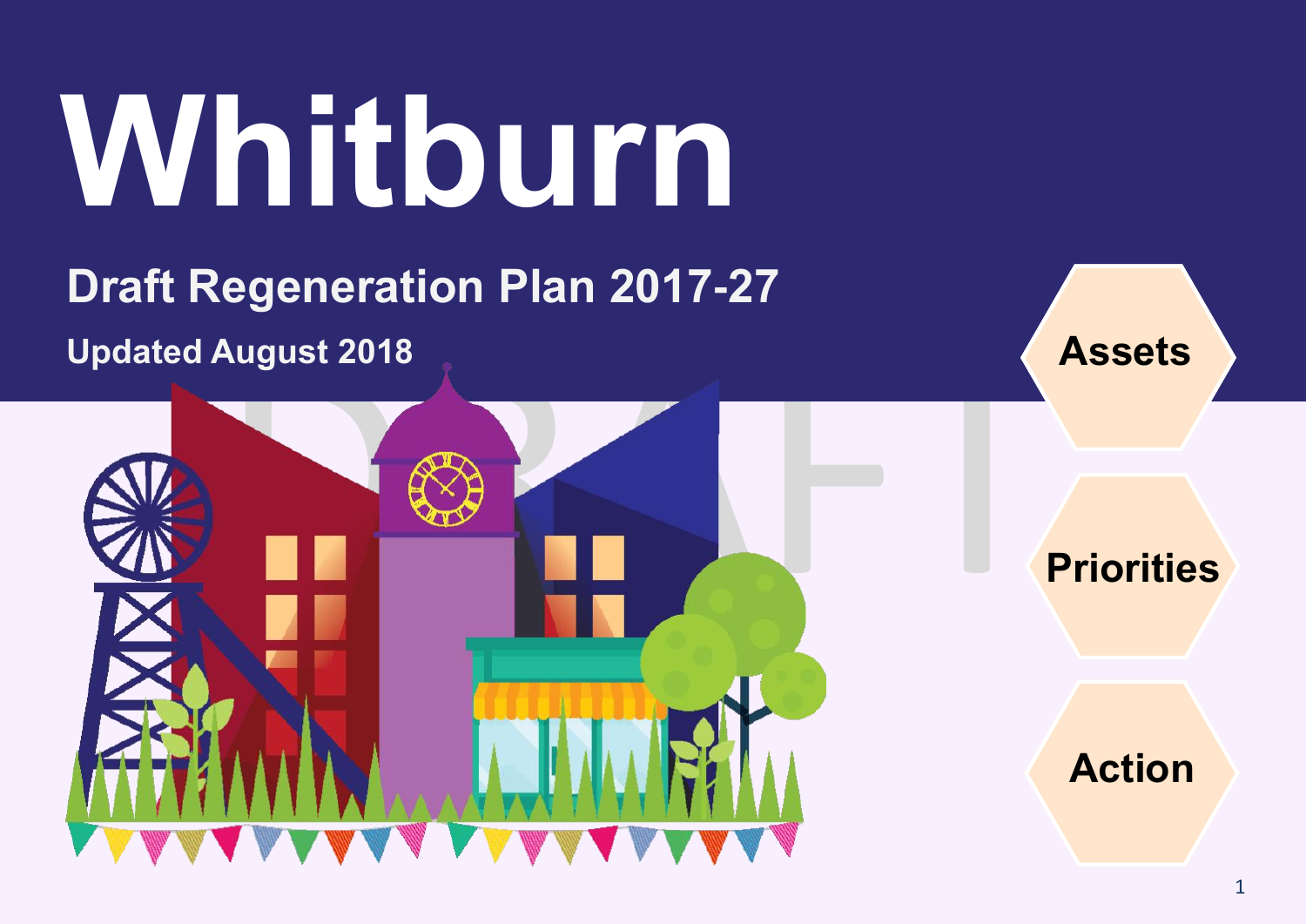# Whitburn

## Draft Regeneration Plan 2017-27

### Updated August 2018

Assets

Priorities

Action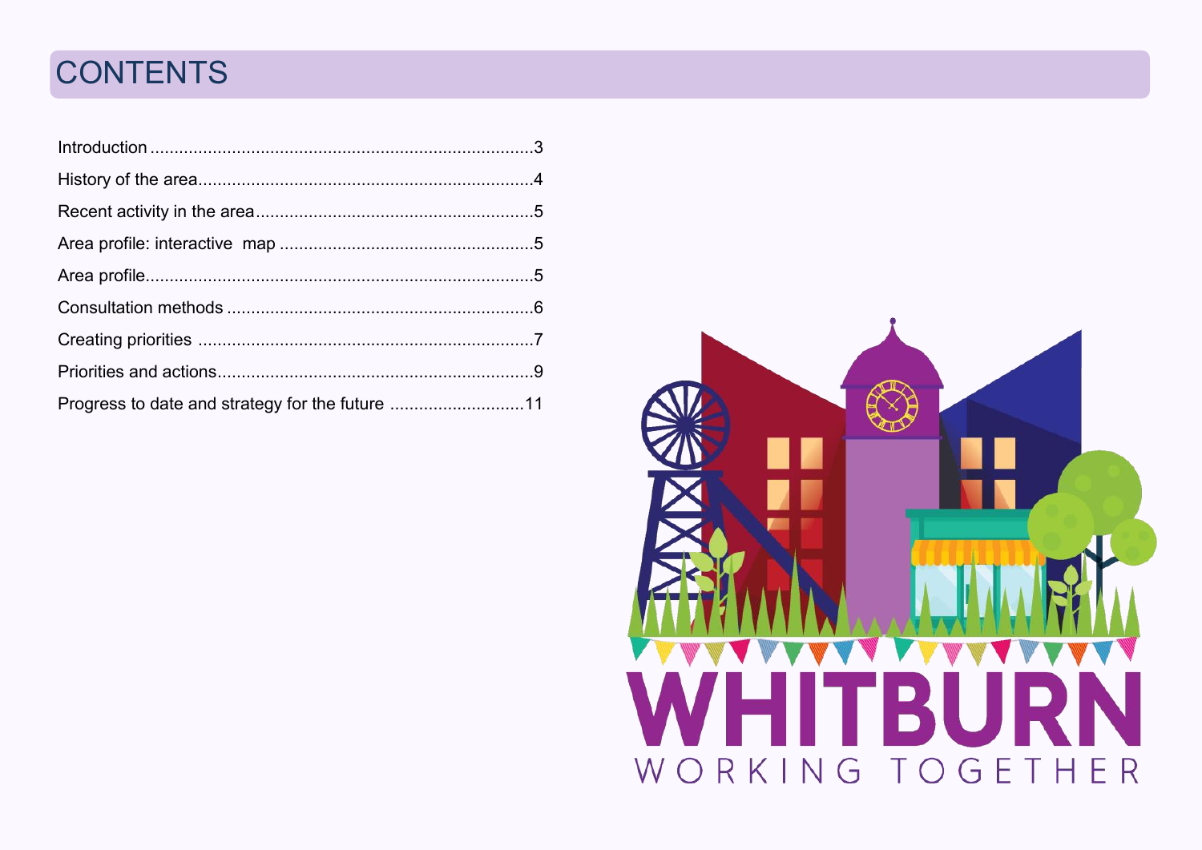# CONTENTS

Introduction ............................................................................3

History of the area.....................................................................4

Recent activity in the area.........................................................5

Area profile: interactive map ....................................................5

Area profile................................................................................5

Consultation methods ...............................................................6

Creating priorities .....................................................................7

Priorities and actions.................................................................9

Progress to date and strategy for the future ............................11

WHITBURN

WORKING TOGETHER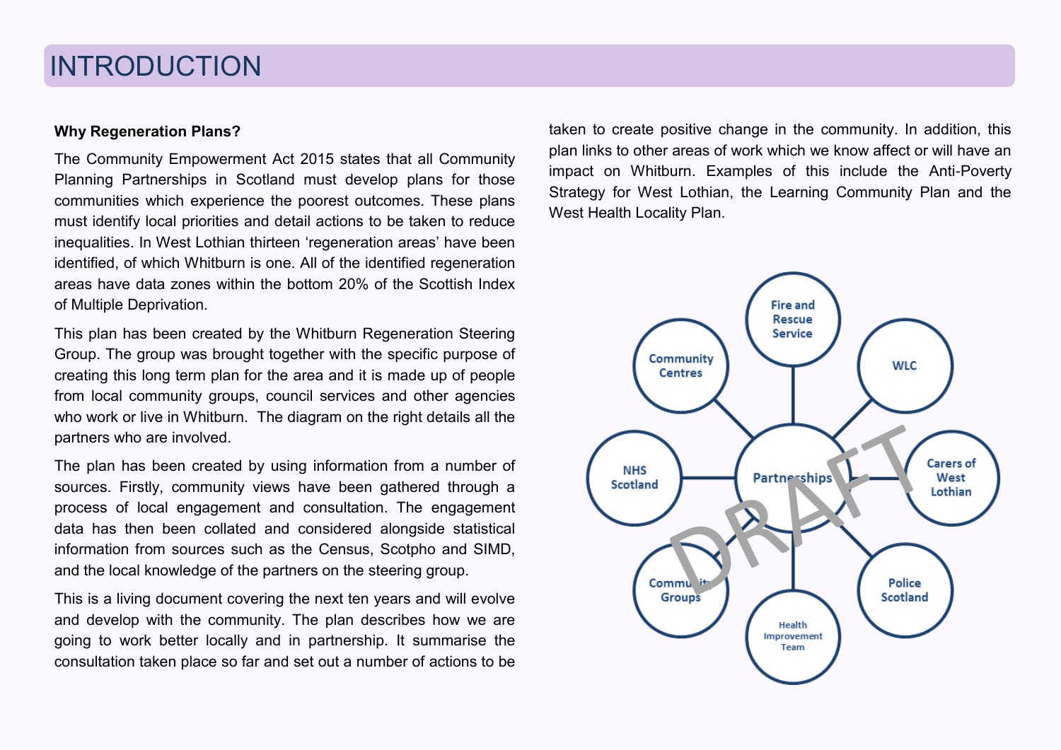# INTRODUCTION

**Why Regeneration Plans?**

The Community Empowerment Act 2015 states that all Community Planning Partnerships in Scotland must develop plans for those communities which experience the poorest outcomes. These plans must identify local priorities and detail actions to be taken to reduce inequalities. In West Lothian thirteen 'regeneration areas' have been identified, of which Whitburn is one. All of the identified regeneration areas have data zones within the bottom 20% of the Scottish Index of Multiple Deprivation.

This plan has been created by the Whitburn Regeneration Steering Group. The group was brought together with the specific purpose of creating this long term plan for the area and it is made up of people from local community groups, council services and other agencies who work or live in Whitburn. The diagram on the right details all the partners who are involved.

The plan has been created by using information from a number of sources. Firstly, community views have been gathered through a process of local engagement and consultation. The engagement data has then been collated and considered alongside statistical information from sources such as the Census, Scotpho and SIMD, and the local knowledge of the partners on the steering group.

This is a living document covering the next ten years and will evolve and develop with the community. The plan describes how we are going to work better locally and in partnership. It summarise the consultation taken place so far and set out a number of actions to be taken to create positive change in the community. In addition, this plan links to other areas of work which we know affect or will have an impact on Whitburn. Examples of this include the Anti-Poverty Strategy for West Lothian, the Learning Community Plan and the West Health Locality Plan.

Partnerships: Fire and Rescue Service, WLC, Carers of West Lothian, Police Scotland, Health Improvement Team, Community Groups, NHS Scotland, Community Centres

DRAFT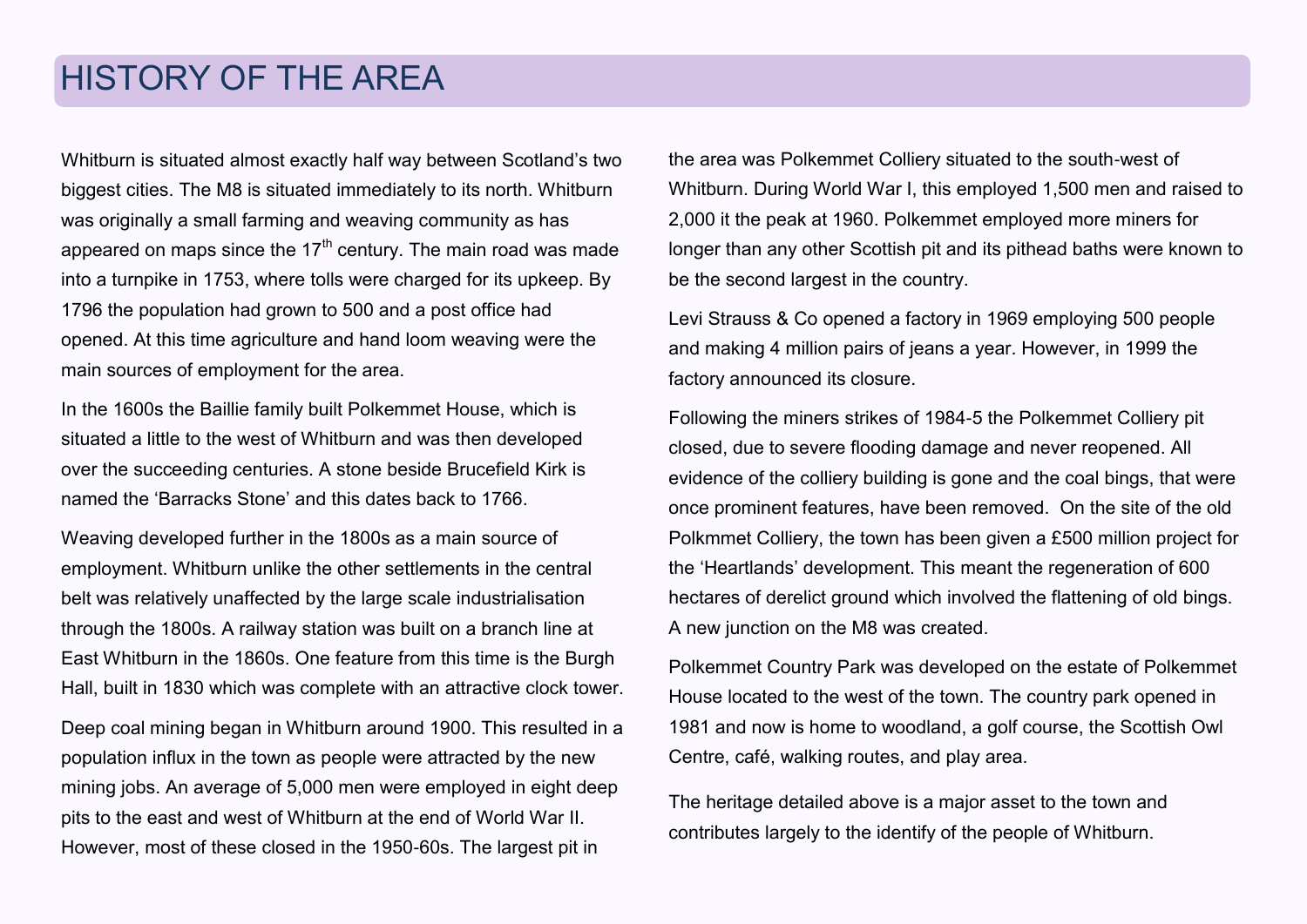# HISTORY OF THE AREA

Whitburn is situated almost exactly half way between Scotland's two biggest cities. The M8 is situated immediately to its north. Whitburn was originally a small farming and weaving community as has appeared on maps since the 17th century. The main road was made into a turnpike in 1753, where tolls were charged for its upkeep. By 1796 the population had grown to 500 and a post office had opened. At this time agriculture and hand loom weaving were the main sources of employment for the area.

In the 1600s the Baillie family built Polkemmet House, which is situated a little to the west of Whitburn and was then developed over the succeeding centuries. A stone beside Brucefield Kirk is named the 'Barracks Stone' and this dates back to 1766.

Weaving developed further in the 1800s as a main source of employment. Whitburn unlike the other settlements in the central belt was relatively unaffected by the large scale industrialisation through the 1800s. A railway station was built on a branch line at East Whitburn in the 1860s. One feature from this time is the Burgh Hall, built in 1830 which was complete with an attractive clock tower.

Deep coal mining began in Whitburn around 1900. This resulted in a population influx in the town as people were attracted by the new mining jobs. An average of 5,000 men were employed in eight deep pits to the east and west of Whitburn at the end of World War II. However, most of these closed in the 1950-60s. The largest pit in the area was Polkemmet Colliery situated to the south-west of Whitburn. During World War I, this employed 1,500 men and raised to 2,000 it the peak at 1960. Polkemmet employed more miners for longer than any other Scottish pit and its pithead baths were known to be the second largest in the country.

Levi Strauss & Co opened a factory in 1969 employing 500 people and making 4 million pairs of jeans a year. However, in 1999 the factory announced its closure.

Following the miners strikes of 1984-5 the Polkemmet Colliery pit closed, due to severe flooding damage and never reopened. All evidence of the colliery building is gone and the coal bings, that were once prominent features, have been removed. On the site of the old Polkmmet Colliery, the town has been given a £500 million project for the 'Heartlands' development. This meant the regeneration of 600 hectares of derelict ground which involved the flattening of old bings. A new junction on the M8 was created.

Polkemmet Country Park was developed on the estate of Polkemmet House located to the west of the town. The country park opened in 1981 and now is home to woodland, a golf course, the Scottish Owl Centre, café, walking routes, and play area.

The heritage detailed above is a major asset to the town and contributes largely to the identify of the people of Whitburn.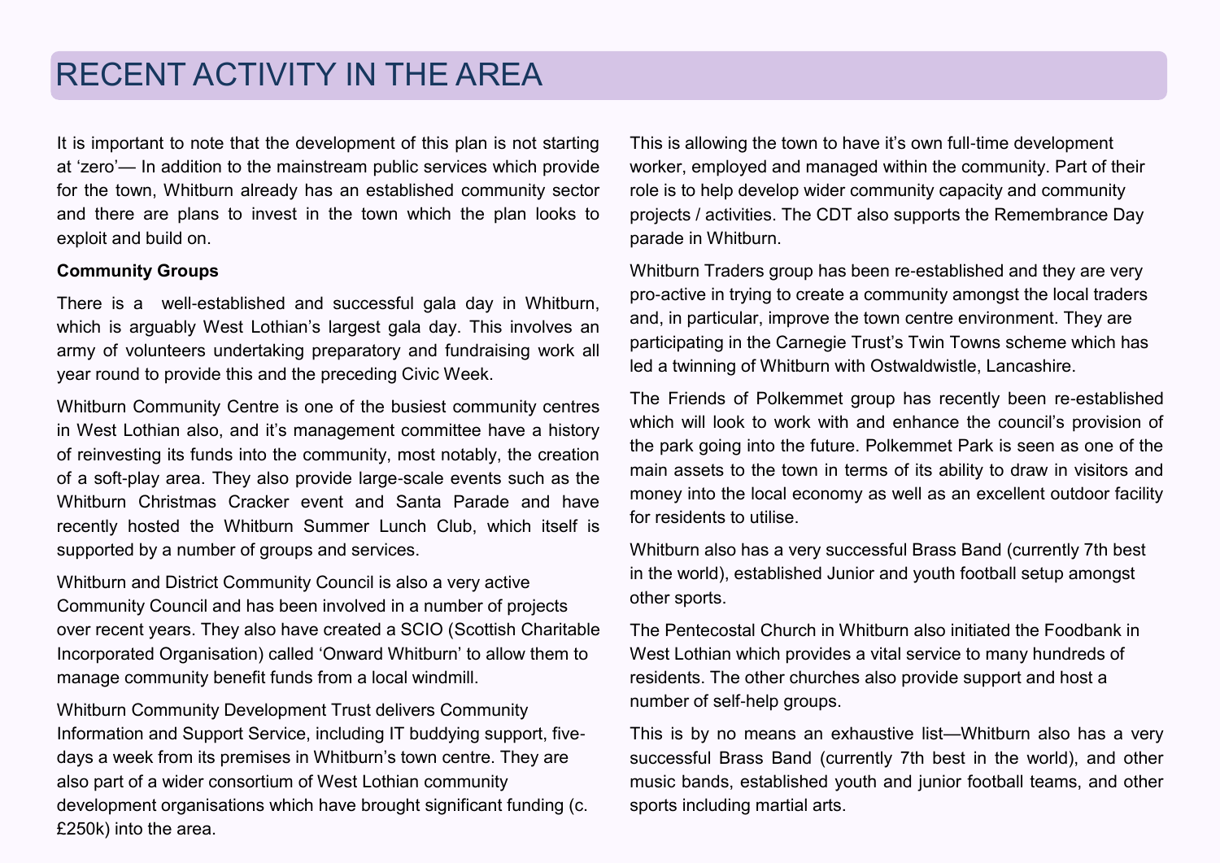# RECENT ACTIVITY IN THE AREA

It is important to note that the development of this plan is not starting at 'zero'— In addition to the mainstream public services which provide for the town, Whitburn already has an established community sector and there are plans to invest in the town which the plan looks to exploit and build on.

**Community Groups**

There is a well-established and successful gala day in Whitburn, which is arguably West Lothian's largest gala day. This involves an army of volunteers undertaking preparatory and fundraising work all year round to provide this and the preceding Civic Week.

Whitburn Community Centre is one of the busiest community centres in West Lothian also, and it's management committee have a history of reinvesting its funds into the community, most notably, the creation of a soft-play area. They also provide large-scale events such as the Whitburn Christmas Cracker event and Santa Parade and have recently hosted the Whitburn Summer Lunch Club, which itself is supported by a number of groups and services.

Whitburn and District Community Council is also a very active Community Council and has been involved in a number of projects over recent years. They also have created a SCIO (Scottish Charitable Incorporated Organisation) called 'Onward Whitburn' to allow them to manage community benefit funds from a local windmill.

Whitburn Community Development Trust delivers Community Information and Support Service, including IT buddying support, five-days a week from its premises in Whitburn's town centre. They are also part of a wider consortium of West Lothian community development organisations which have brought significant funding (c. £250k) into the area.

This is allowing the town to have it's own full-time development worker, employed and managed within the community. Part of their role is to help develop wider community capacity and community projects / activities. The CDT also supports the Remembrance Day parade in Whitburn.

Whitburn Traders group has been re-established and they are very pro-active in trying to create a community amongst the local traders and, in particular, improve the town centre environment. They are participating in the Carnegie Trust's Twin Towns scheme which has led a twinning of Whitburn with Ostwaldwistle, Lancashire.

The Friends of Polkemmet group has recently been re-established which will look to work with and enhance the council's provision of the park going into the future. Polkemmet Park is seen as one of the main assets to the town in terms of its ability to draw in visitors and money into the local economy as well as an excellent outdoor facility for residents to utilise.

Whitburn also has a very successful Brass Band (currently 7th best in the world), established Junior and youth football setup amongst other sports.

The Pentecostal Church in Whitburn also initiated the Foodbank in West Lothian which provides a vital service to many hundreds of residents. The other churches also provide support and host a number of self-help groups.

This is by no means an exhaustive list—Whitburn also has a very successful Brass Band (currently 7th best in the world), and other music bands, established youth and junior football teams, and other sports including martial arts.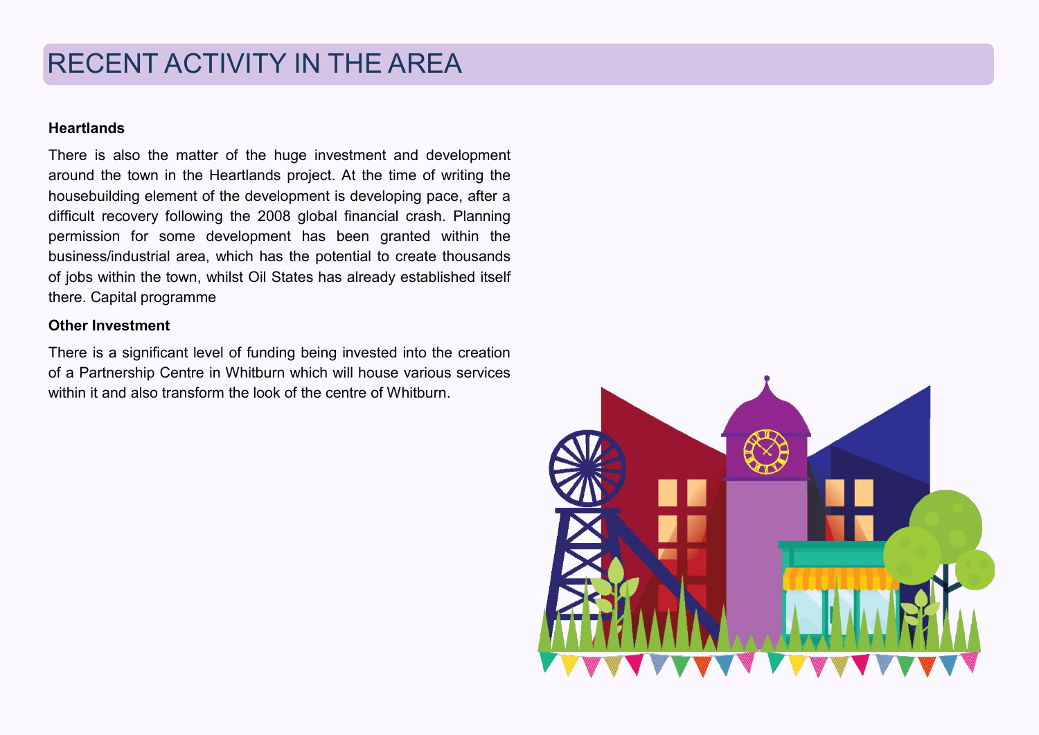# RECENT ACTIVITY IN THE AREA

**Heartlands**

There is also the matter of the huge investment and development around the town in the Heartlands project. At the time of writing the housebuilding element of the development is developing pace, after a difficult recovery following the 2008 global financial crash. Planning permission for some development has been granted within the business/industrial area, which has the potential to create thousands of jobs within the town, whilst Oil States has already established itself there. Capital programme

**Other Investment**

There is a significant level of funding being invested into the creation of a Partnership Centre in Whitburn which will house various services within it and also transform the look of the centre of Whitburn.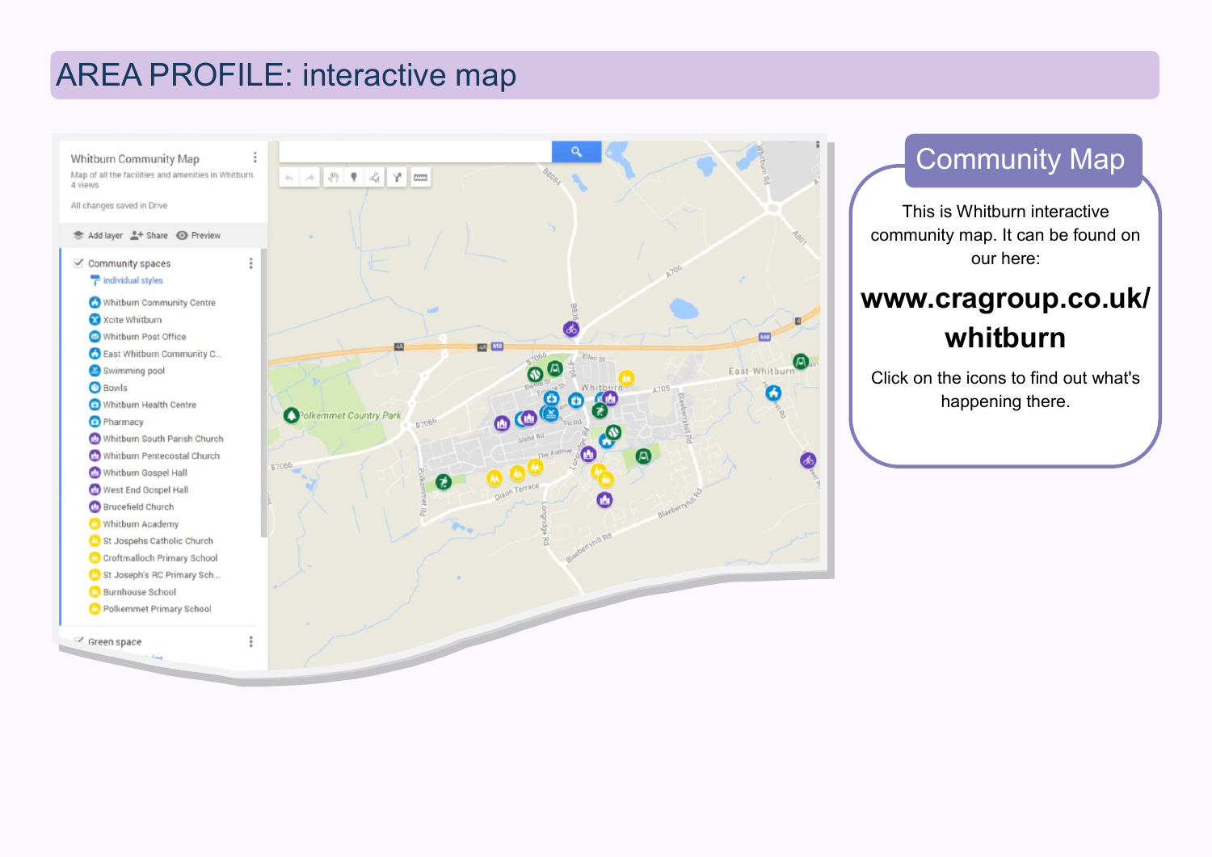# AREA PROFILE: interactive map

Whitburn Community Map

Map of all the facilities and amenities in Whitburn.
4 views

All changes saved in Drive

Add layer · Share · Preview

Community spaces

Individual styles

- Whitburn Community Centre
- Xcite Whitburn
- Whitburn Post Office
- East Whitburn Community C...
- Swimming pool
- Bowls
- Whitburn Health Centre
- Pharmacy
- Whitburn South Parish Church
- Whitburn Pentecostal Church
- Whitburn Gospel Hall
- West End Gospel Hall
- Brucefield Church
- Whitburn Academy
- St Jospehs Catholic Church
- Croftmalloch Primary School
- St Joseph's RC Primary Sch...
- Burnhouse School
- Polkemmet Primary School

Green space

## Community Map

This is Whitburn interactive community map. It can be found on our here:

**www.cragroup.co.uk/whitburn**

Click on the icons to find out what's happening there.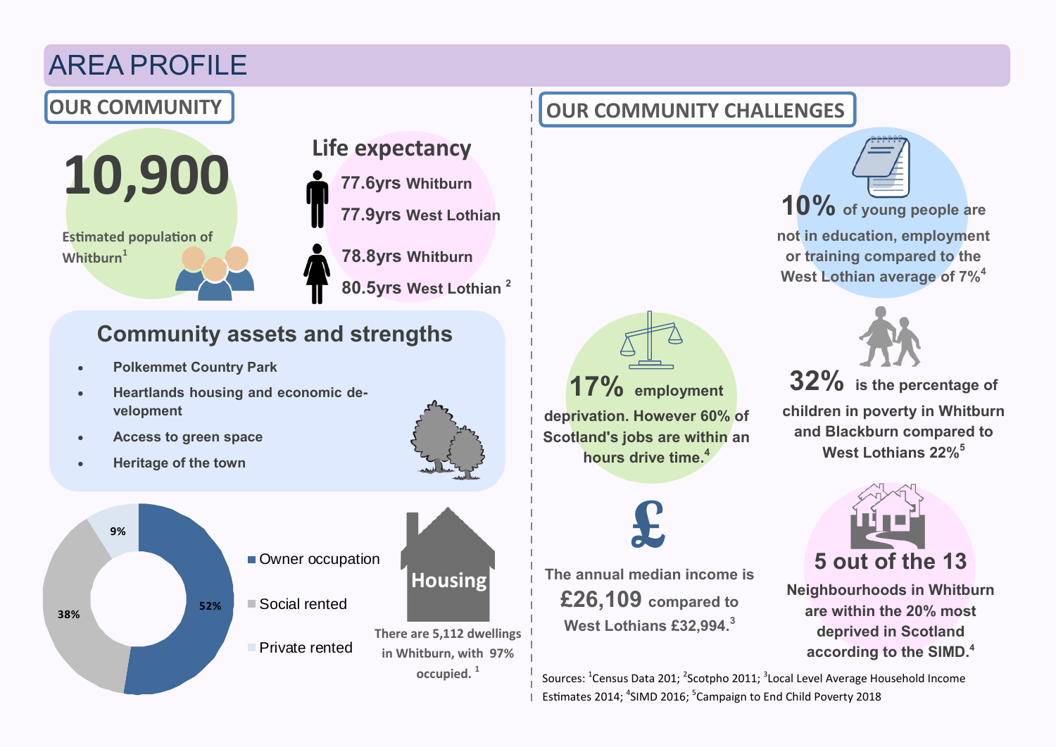# AREA PROFILE

## OUR COMMUNITY

**10,900**

Estimated population of Whitburn[1]

### Life expectancy

**77.6yrs** Whitburn

**77.9yrs** West Lothian

**78.8yrs** Whitburn

**80.5yrs** West Lothian [2]

### Community assets and strengths

- Polkemmet Country Park
- Heartlands housing and economic development
- Access to green space
- Heritage of the town

| Tenure | Share |
|---|---|
| Owner occupation | 52% |
| Social rented | 38% |
| Private rented | 9% |

**Housing**

There are 5,112 dwellings in Whitburn, with 97% occupied. [1]

## OUR COMMUNITY CHALLENGES

**10%** of young people are not in education, employment or training compared to the West Lothian average of 7%[4]

**17%** employment deprivation. However 60% of Scotland's jobs are within an hours drive time.[4]

**32%** is the percentage of children in poverty in Whitburn and Blackburn compared to West Lothians 22%[5]

The annual median income is **£26,109** compared to West Lothians £32,994.[3]

**5 out of the 13** Neighbourhoods in Whitburn are within the 20% most deprived in Scotland according to the SIMD.[4]

Sources: [1]Census Data 201; [2]Scotpho 2011; [3]Local Level Average Household Income Estimates 2014; [4]SIMD 2016; [5]Campaign to End Child Poverty 2018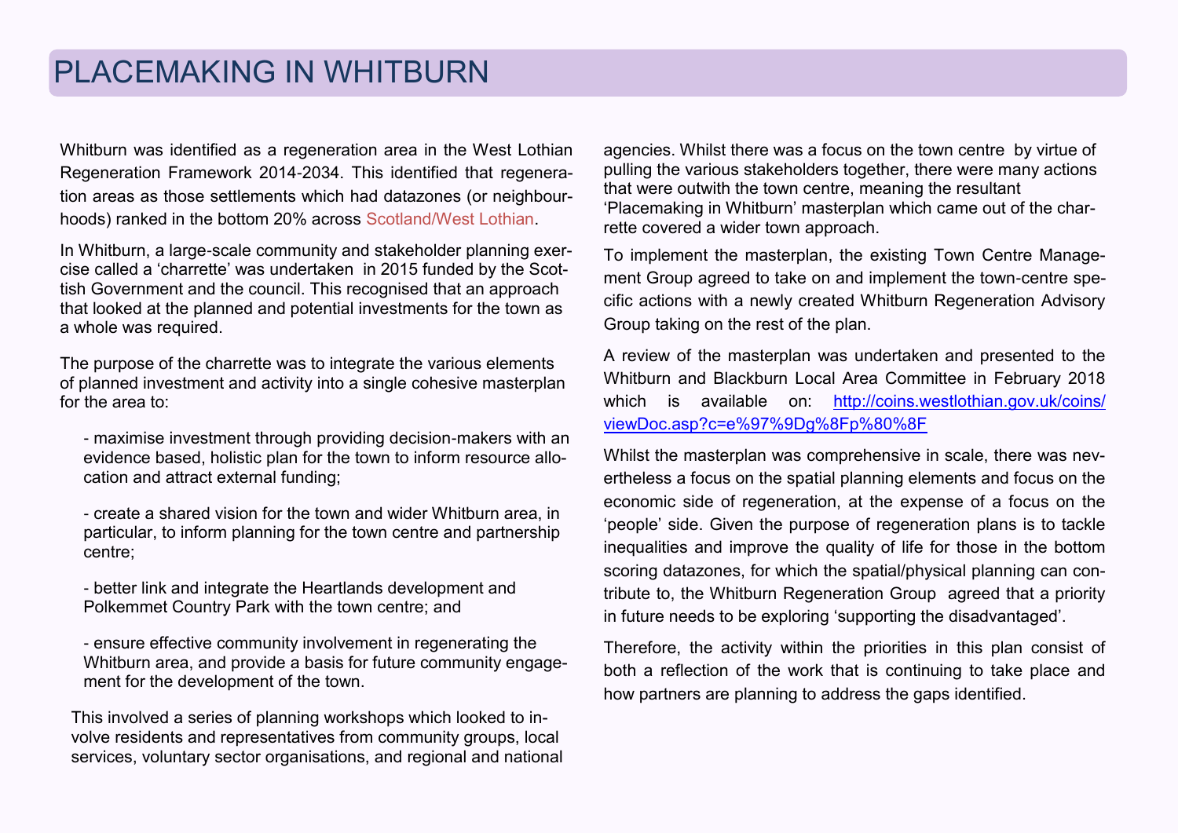# PLACEMAKING IN WHITBURN

Whitburn was identified as a regeneration area in the West Lothian Regeneration Framework 2014-2034. This identified that regeneration areas as those settlements which had datazones (or neighbourhoods) ranked in the bottom 20% across Scotland/West Lothian.

In Whitburn, a large-scale community and stakeholder planning exercise called a 'charrette' was undertaken in 2015 funded by the Scottish Government and the council. This recognised that an approach that looked at the planned and potential investments for the town as a whole was required.

The purpose of the charrette was to integrate the various elements of planned investment and activity into a single cohesive masterplan for the area to:

- maximise investment through providing decision-makers with an evidence based, holistic plan for the town to inform resource allocation and attract external funding;
- create a shared vision for the town and wider Whitburn area, in particular, to inform planning for the town centre and partnership centre;
- better link and integrate the Heartlands development and Polkemmet Country Park with the town centre; and
- ensure effective community involvement in regenerating the Whitburn area, and provide a basis for future community engagement for the development of the town.

This involved a series of planning workshops which looked to involve residents and representatives from community groups, local services, voluntary sector organisations, and regional and national agencies. Whilst there was a focus on the town centre by virtue of pulling the various stakeholders together, there were many actions that were outwith the town centre, meaning the resultant 'Placemaking in Whitburn' masterplan which came out of the charrette covered a wider town approach.

To implement the masterplan, the existing Town Centre Management Group agreed to take on and implement the town-centre specific actions with a newly created Whitburn Regeneration Advisory Group taking on the rest of the plan.

A review of the masterplan was undertaken and presented to the Whitburn and Blackburn Local Area Committee in February 2018 which is available on: http://coins.westlothian.gov.uk/coins/viewDoc.asp?c=e%97%9Dg%8Fp%80%8F

Whilst the masterplan was comprehensive in scale, there was nevertheless a focus on the spatial planning elements and focus on the economic side of regeneration, at the expense of a focus on the 'people' side. Given the purpose of regeneration plans is to tackle inequalities and improve the quality of life for those in the bottom scoring datazones, for which the spatial/physical planning can contribute to, the Whitburn Regeneration Group agreed that a priority in future needs to be exploring 'supporting the disadvantaged'.

Therefore, the activity within the priorities in this plan consist of both a reflection of the work that is continuing to take place and how partners are planning to address the gaps identified.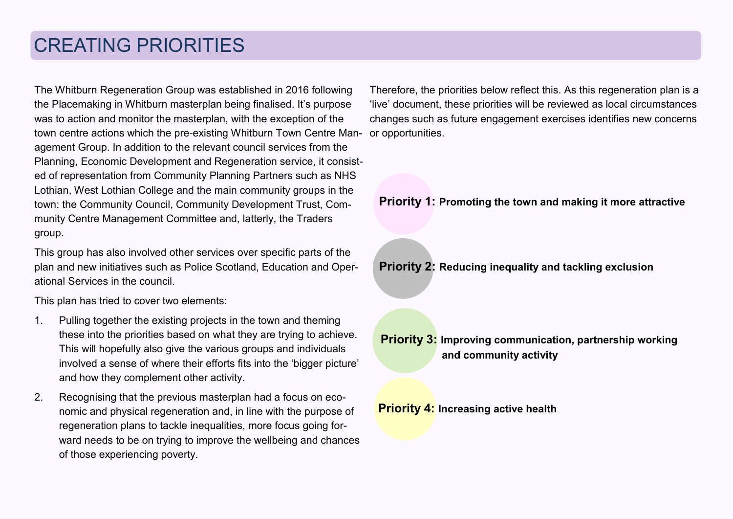# CREATING PRIORITIES

The Whitburn Regeneration Group was established in 2016 following the Placemaking in Whitburn masterplan being finalised. It's purpose was to action and monitor the masterplan, with the exception of the town centre actions which the pre-existing Whitburn Town Centre Management Group. In addition to the relevant council services from the Planning, Economic Development and Regeneration service, it consisted of representation from Community Planning Partners such as NHS Lothian, West Lothian College and the main community groups in the town: the Community Council, Community Development Trust, Community Centre Management Committee and, latterly, the Traders group.

This group has also involved other services over specific parts of the plan and new initiatives such as Police Scotland, Education and Operational Services in the council.

This plan has tried to cover two elements:

1. Pulling together the existing projects in the town and theming these into the priorities based on what they are trying to achieve. This will hopefully also give the various groups and individuals involved a sense of where their efforts fits into the 'bigger picture' and how they complement other activity.
2. Recognising that the previous masterplan had a focus on economic and physical regeneration and, in line with the purpose of regeneration plans to tackle inequalities, more focus going forward needs to be on trying to improve the wellbeing and chances of those experiencing poverty.

Therefore, the priorities below reflect this. As this regeneration plan is a 'live' document, these priorities will be reviewed as local circumstances changes such as future engagement exercises identifies new concerns or opportunities.

**Priority 1: Promoting the town and making it more attractive**

**Priority 2: Reducing inequality and tackling exclusion**

**Priority 3: Improving communication, partnership working and community activity**

**Priority 4: Increasing active health**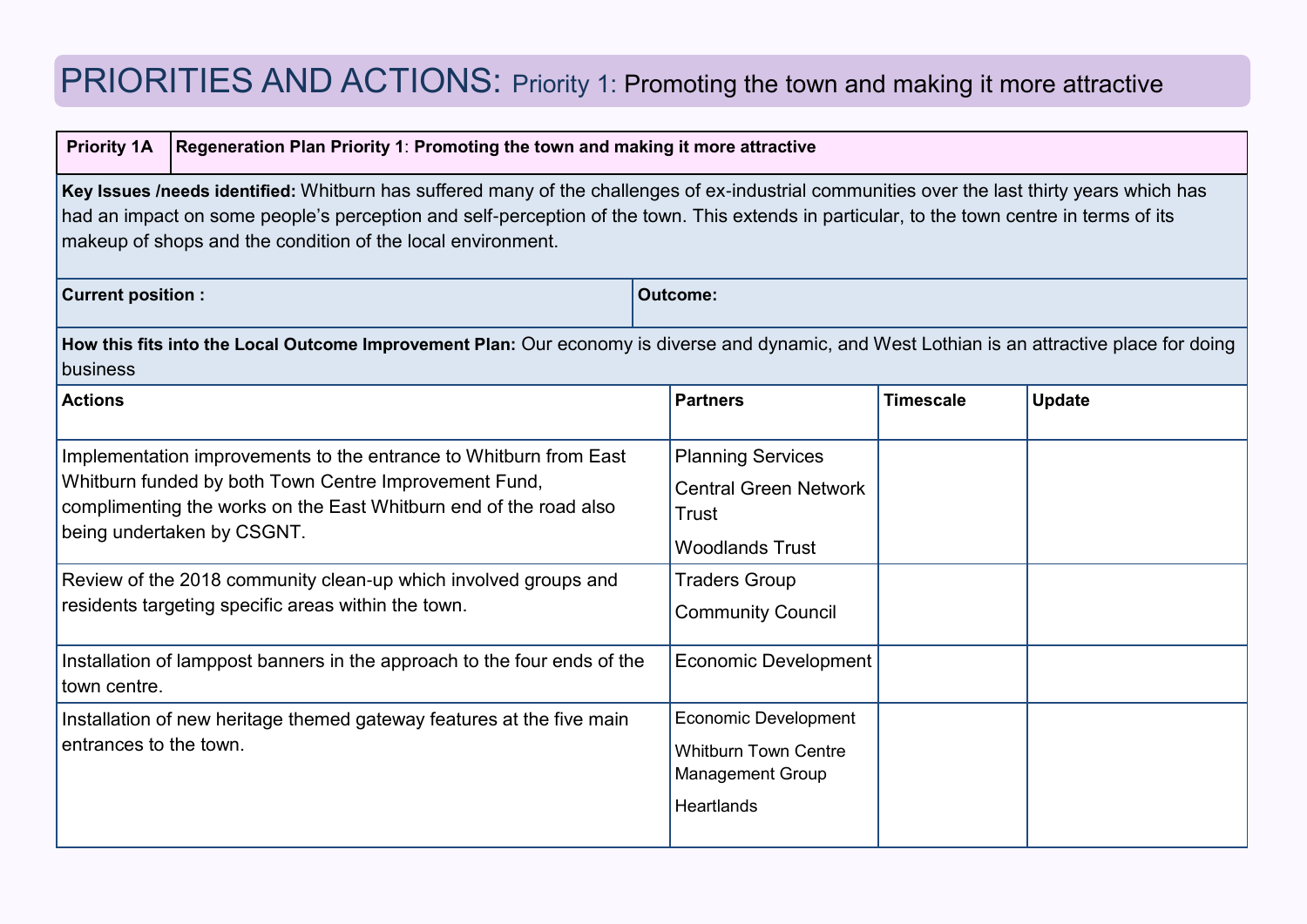# PRIORITIES AND ACTIONS: Priority 1: Promoting the town and making it more attractive

| **Priority 1A** | **Regeneration Plan Priority 1: Promoting the town and making it more attractive** | | |
|---|---|---|---|
| **Key Issues /needs identified:** Whitburn has suffered many of the challenges of ex-industrial communities over the last thirty years which has had an impact on some people's perception and self-perception of the town. This extends in particular, to the town centre in terms of its makeup of shops and the condition of the local environment. | | | |
| **Current position :** | **Outcome:** | | |
| **How this fits into the Local Outcome Improvement Plan:** Our economy is diverse and dynamic, and West Lothian is an attractive place for doing business | | | |
| **Actions** | **Partners** | **Timescale** | **Update** |
| Implementation improvements to the entrance to Whitburn from East Whitburn funded by both Town Centre Improvement Fund, complimenting the works on the East Whitburn end of the road also being undertaken by CSGNT. | Planning Services<br>Central Green Network Trust<br>Woodlands Trust | | |
| Review of the 2018 community clean-up which involved groups and residents targeting specific areas within the town. | Traders Group<br>Community Council | | |
| Installation of lamppost banners in the approach to the four ends of the town centre. | Economic Development | | |
| Installation of new heritage themed gateway features at the five main entrances to the town. | Economic Development<br>Whitburn Town Centre Management Group<br>Heartlands | | |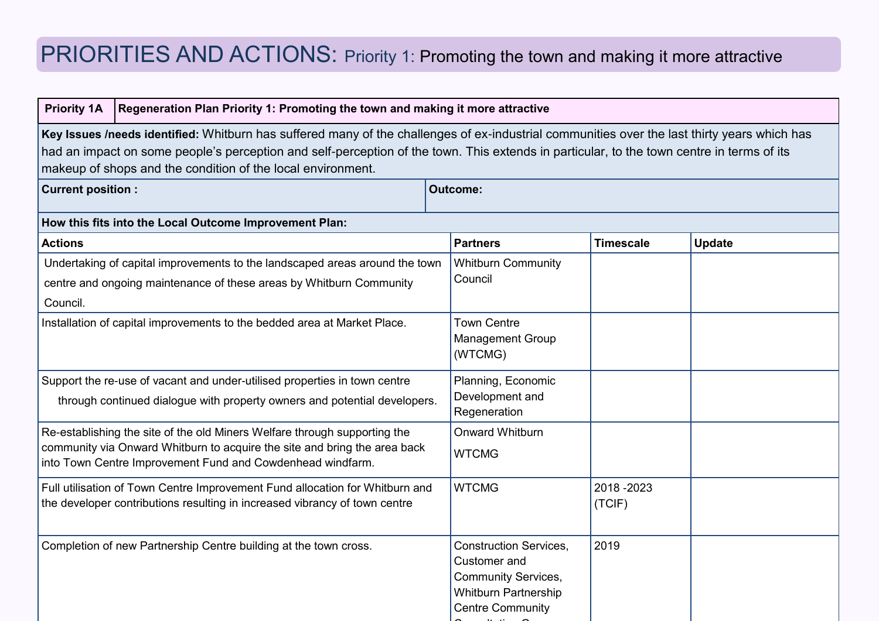# PRIORITIES AND ACTIONS: Priority 1: Promoting the town and making it more attractive

| Priority 1A | Regeneration Plan Priority 1: Promoting the town and making it more attractive | | |
|---|---|---|---|
| **Key Issues /needs identified:** Whitburn has suffered many of the challenges of ex-industrial communities over the last thirty years which has had an impact on some people's perception and self-perception of the town. This extends in particular, to the town centre in terms of its makeup of shops and the condition of the local environment. | | | |
| **Current position :** | **Outcome:** | | |
| **How this fits into the Local Outcome Improvement Plan:** | | | |
| **Actions** | **Partners** | **Timescale** | **Update** |
| Undertaking of capital improvements to the landscaped areas around the town centre and ongoing maintenance of these areas by Whitburn Community Council. | Whitburn Community Council | | |
| Installation of capital improvements to the bedded area at Market Place. | Town Centre Management Group (WTCMG) | | |
| Support the re-use of vacant and under-utilised properties in town centre through continued dialogue with property owners and potential developers. | Planning, Economic Development and Regeneration | | |
| Re-establishing the site of the old Miners Welfare through supporting the community via Onward Whitburn to acquire the site and bring the area back into Town Centre Improvement Fund and Cowdenhead windfarm. | Onward Whitburn<br>WTCMG | | |
| Full utilisation of Town Centre Improvement Fund allocation for Whitburn and the developer contributions resulting in increased vibrancy of town centre | WTCMG | 2018 -2023 (TCIF) | |
| Completion of new Partnership Centre building at the town cross. | Construction Services, Customer and Community Services, Whitburn Partnership Centre Community Consultation G... | 2019 | |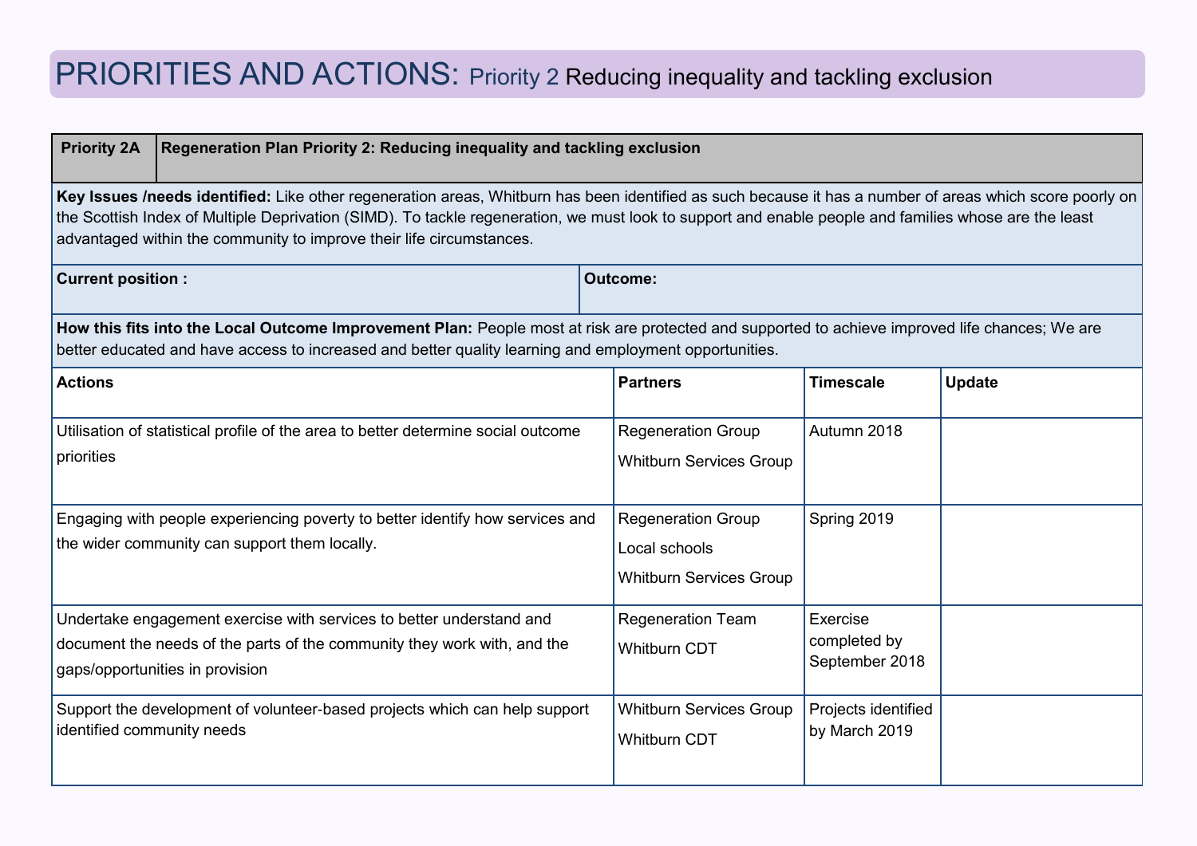# PRIORITIES AND ACTIONS: Priority 2 Reducing inequality and tackling exclusion

| Priority 2A | Regeneration Plan Priority 2: Reducing inequality and tackling exclusion | | |
|---|---|---|---|
| **Key Issues /needs identified:** Like other regeneration areas, Whitburn has been identified as such because it has a number of areas which score poorly on the Scottish Index of Multiple Deprivation (SIMD). To tackle regeneration, we must look to support and enable people and families whose are the least advantaged within the community to improve their life circumstances. | | | |
| **Current position :** | | **Outcome:** | |
| **How this fits into the Local Outcome Improvement Plan:** People most at risk are protected and supported to achieve improved life chances; We are better educated and have access to increased and better quality learning and employment opportunities. | | | |
| **Actions** | **Partners** | **Timescale** | **Update** |
| Utilisation of statistical profile of the area to better determine social outcome priorities | Regeneration Group<br>Whitburn Services Group | Autumn 2018 | |
| Engaging with people experiencing poverty to better identify how services and the wider community can support them locally. | Regeneration Group<br>Local schools<br>Whitburn Services Group | Spring 2019 | |
| Undertake engagement exercise with services to better understand and document the needs of the parts of the community they work with, and the gaps/opportunities in provision | Regeneration Team<br>Whitburn CDT | Exercise completed by September 2018 | |
| Support the development of volunteer-based projects which can help support identified community needs | Whitburn Services Group<br>Whitburn CDT | Projects identified by March 2019 | |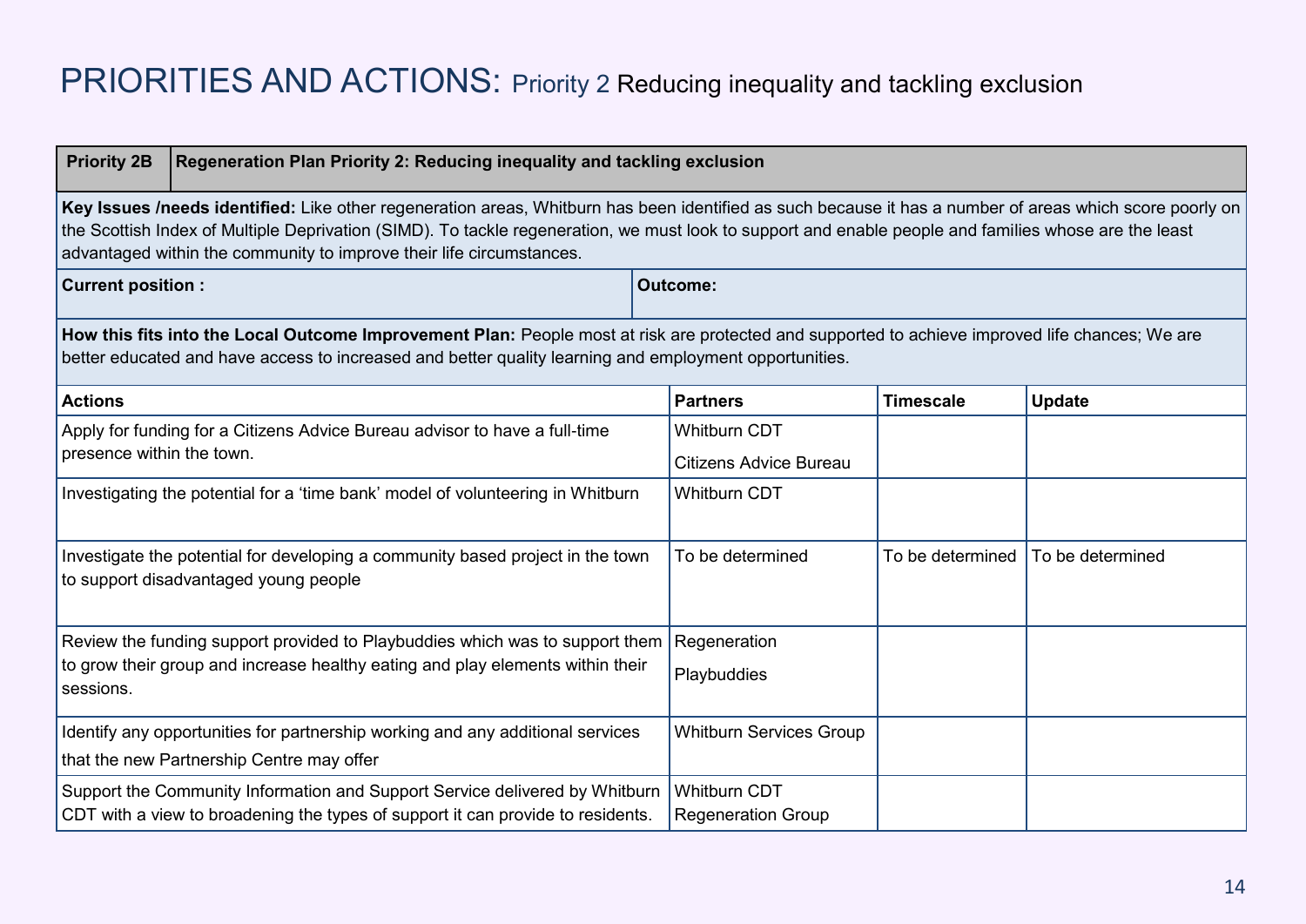# PRIORITIES AND ACTIONS: Priority 2 Reducing inequality and tackling exclusion

| **Priority 2B** | **Regeneration Plan Priority 2: Reducing inequality and tackling exclusion** | | |
|---|---|---|---|
| **Key Issues /needs identified:** Like other regeneration areas, Whitburn has been identified as such because it has a number of areas which score poorly on the Scottish Index of Multiple Deprivation (SIMD). To tackle regeneration, we must look to support and enable people and families whose are the least advantaged within the community to improve their life circumstances. | | | |
| **Current position :** | **Outcome:** | | |
| **How this fits into the Local Outcome Improvement Plan:** People most at risk are protected and supported to achieve improved life chances; We are better educated and have access to increased and better quality learning and employment opportunities. | | | |
| **Actions** | **Partners** | **Timescale** | **Update** |
| Apply for funding for a Citizens Advice Bureau advisor to have a full-time presence within the town. | Whitburn CDT<br>Citizens Advice Bureau | | |
| Investigating the potential for a 'time bank' model of volunteering in Whitburn | Whitburn CDT | | |
| Investigate the potential for developing a community based project in the town to support disadvantaged young people | To be determined | To be determined | To be determined |
| Review the funding support provided to Playbuddies which was to support them to grow their group and increase healthy eating and play elements within their sessions. | Regeneration<br>Playbuddies | | |
| Identify any opportunities for partnership working and any additional services that the new Partnership Centre may offer | Whitburn Services Group | | |
| Support the Community Information and Support Service delivered by Whitburn CDT with a view to broadening the types of support it can provide to residents. | Whitburn CDT<br>Regeneration Group | | |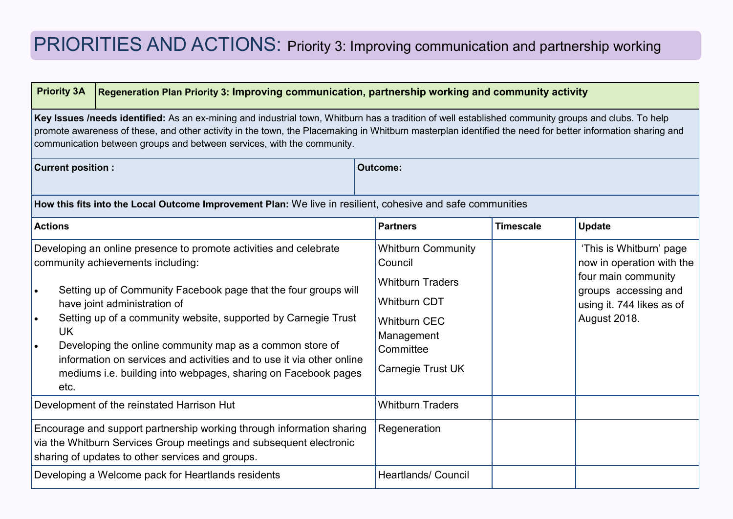# PRIORITIES AND ACTIONS: Priority 3: Improving communication and partnership working

| Priority 3A | Regeneration Plan Priority 3: Improving communication, partnership working and community activity | | |
|---|---|---|---|
| **Key Issues /needs identified:** As an ex-mining and industrial town, Whitburn has a tradition of well established community groups and clubs. To help promote awareness of these, and other activity in the town, the Placemaking in Whitburn masterplan identified the need for better information sharing and communication between groups and between services, with the community. | | | |
| **Current position :** | **Outcome:** | | |
| **How this fits into the Local Outcome Improvement Plan:** We live in resilient, cohesive and safe communities | | | |
| **Actions** | **Partners** | **Timescale** | **Update** |
| Developing an online presence to promote activities and celebrate community achievements including:<br>• Setting up of Community Facebook page that the four groups will have joint administration of<br>• Setting up of a community website, supported by Carnegie Trust UK<br>• Developing the online community map as a common store of information on services and activities and to use it via other online mediums i.e. building into webpages, sharing on Facebook pages etc. | Whitburn Community Council<br>Whitburn Traders<br>Whitburn CDT<br>Whitburn CEC Management Committee<br>Carnegie Trust UK | | 'This is Whitburn' page now in operation with the four main community groups accessing and using it. 744 likes as of August 2018. |
| Development of the reinstated Harrison Hut | Whitburn Traders | | |
| Encourage and support partnership working through information sharing via the Whitburn Services Group meetings and subsequent electronic sharing of updates to other services and groups. | Regeneration | | |
| Developing a Welcome pack for Heartlands residents | Heartlands/ Council | | |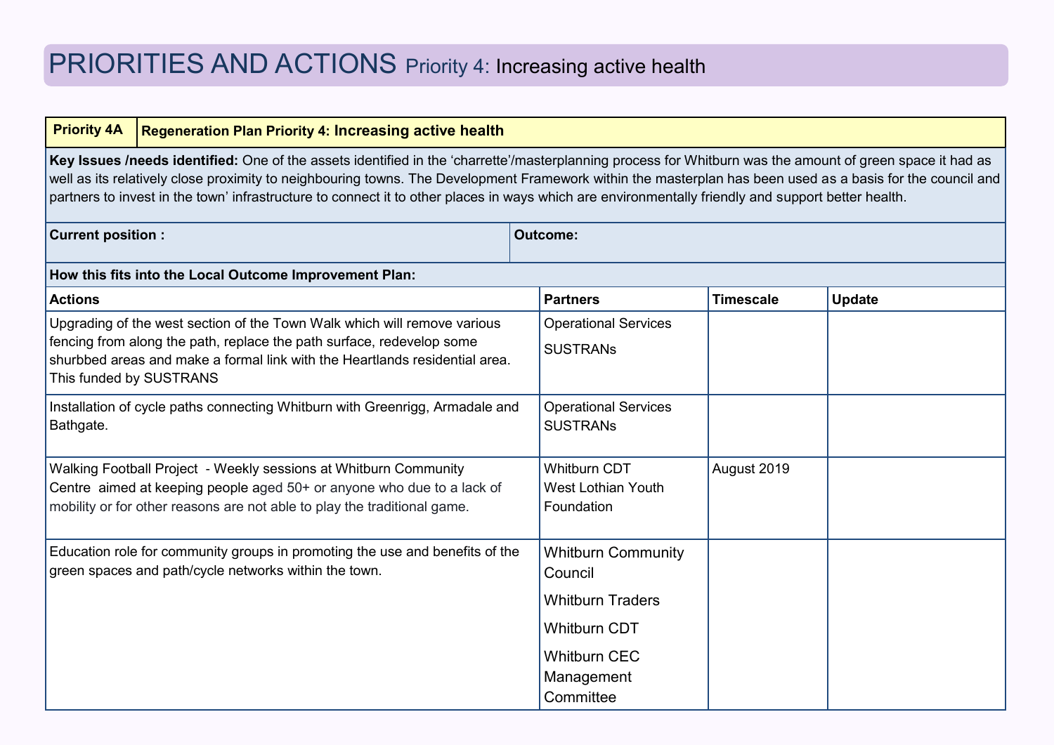# PRIORITIES AND ACTIONS Priority 4: Increasing active health

| **Priority 4A** | **Regeneration Plan Priority 4: Increasing active health** | | |
|---|---|---|---|
| **Key Issues /needs identified:** One of the assets identified in the 'charrette'/masterplanning process for Whitburn was the amount of green space it had as well as its relatively close proximity to neighbouring towns. The Development Framework within the masterplan has been used as a basis for the council and partners to invest in the town' infrastructure to connect it to other places in ways which are environmentally friendly and support better health. | | | |
| **Current position :** | **Outcome:** | | |
| **How this fits into the Local Outcome Improvement Plan:** | | | |
| **Actions** | **Partners** | **Timescale** | **Update** |
| Upgrading of the west section of the Town Walk which will remove various fencing from along the path, replace the path surface, redevelop some shurbbed areas and make a formal link with the Heartlands residential area. This funded by SUSTRANS | Operational Services<br>SUSTRANs | | |
| Installation of cycle paths connecting Whitburn with Greenrigg, Armadale and Bathgate. | Operational Services<br>SUSTRANs | | |
| Walking Football Project - Weekly sessions at Whitburn Community Centre aimed at keeping people aged 50+ or anyone who due to a lack of mobility or for other reasons are not able to play the traditional game. | Whitburn CDT<br>West Lothian Youth Foundation | August 2019 | |
| Education role for community groups in promoting the use and benefits of the green spaces and path/cycle networks within the town. | Whitburn Community Council<br>Whitburn Traders<br>Whitburn CDT<br>Whitburn CEC Management Committee | | |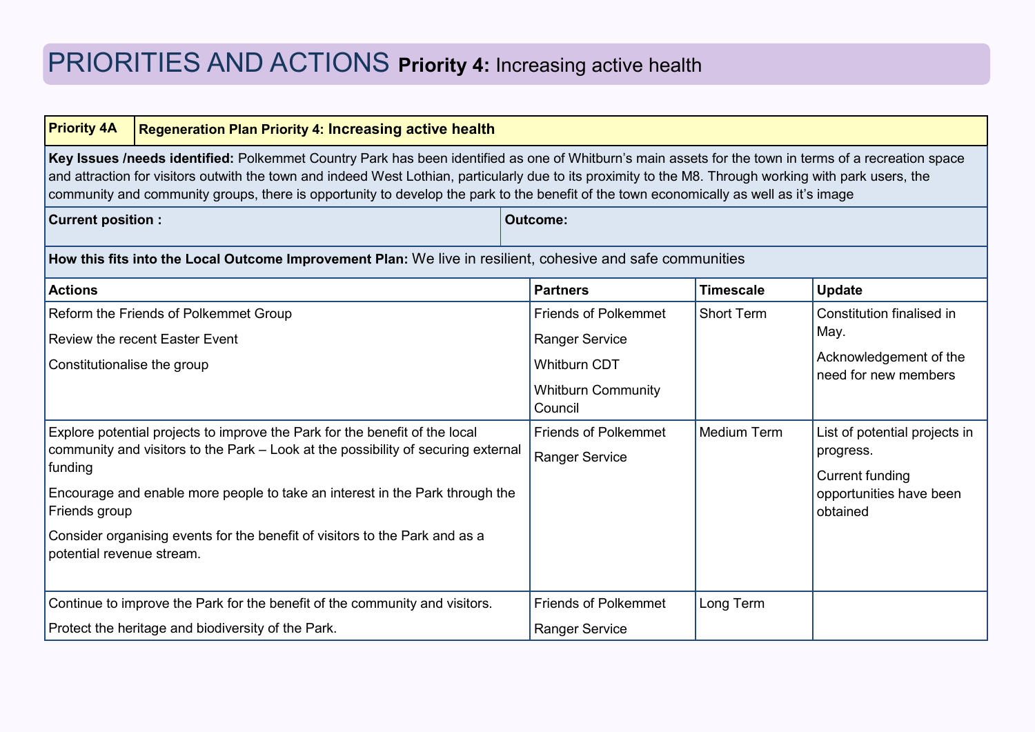# PRIORITIES AND ACTIONS **Priority 4:** Increasing active health

| **Priority 4A** | **Regeneration Plan Priority 4: Increasing active health** | | |
|---|---|---|---|
| **Key Issues /needs identified:** Polkemmet Country Park has been identified as one of Whitburn's main assets for the town in terms of a recreation space and attraction for visitors outwith the town and indeed West Lothian, particularly due to its proximity to the M8. Through working with park users, the community and community groups, there is opportunity to develop the park to the benefit of the town economically as well as it's image | | | |
| **Current position :** | **Outcome:** | | |
| **How this fits into the Local Outcome Improvement Plan:** We live in resilient, cohesive and safe communities | | | |
| **Actions** | **Partners** | **Timescale** | **Update** |
| Reform the Friends of Polkemmet Group<br><br>Review the recent Easter Event<br><br>Constitutionalise the group | Friends of Polkemmet<br><br>Ranger Service<br><br>Whitburn CDT<br><br>Whitburn Community Council | Short Term | Constitution finalised in May.<br><br>Acknowledgement of the need for new members |
| Explore potential projects to improve the Park for the benefit of the local community and visitors to the Park – Look at the possibility of securing external funding<br><br>Encourage and enable more people to take an interest in the Park through the Friends group<br><br>Consider organising events for the benefit of visitors to the Park and as a potential revenue stream. | Friends of Polkemmet<br><br>Ranger Service | Medium Term | List of potential projects in progress.<br><br>Current funding opportunities have been obtained |
| Continue to improve the Park for the benefit of the community and visitors.<br><br>Protect the heritage and biodiversity of the Park. | Friends of Polkemmet<br><br>Ranger Service | Long Term | |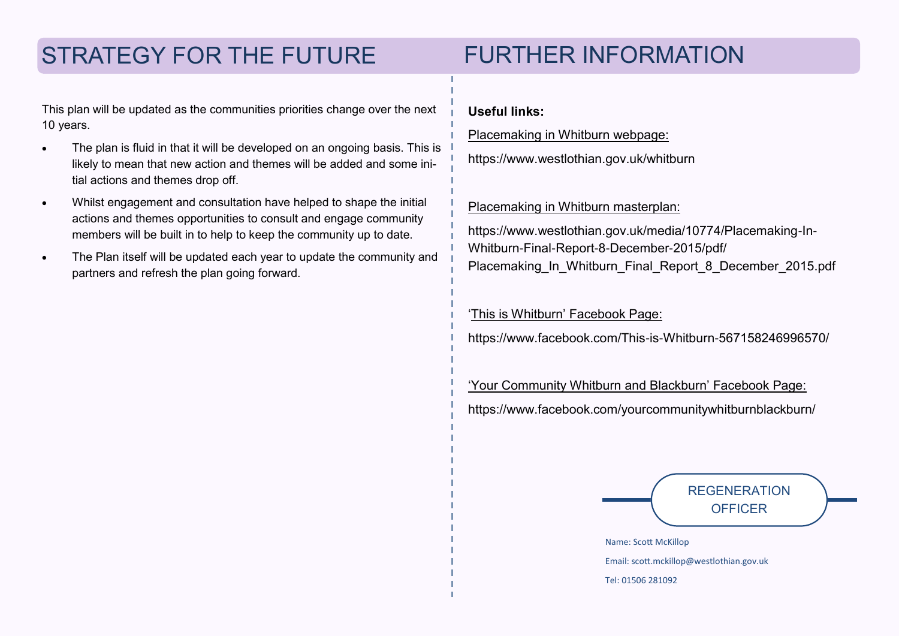# STRATEGY FOR THE FUTURE

This plan will be updated as the communities priorities change over the next 10 years.

- The plan is fluid in that it will be developed on an ongoing basis. This is likely to mean that new action and themes will be added and some initial actions and themes drop off.
- Whilst engagement and consultation have helped to shape the initial actions and themes opportunities to consult and engage community members will be built in to help to keep the community up to date.
- The Plan itself will be updated each year to update the community and partners and refresh the plan going forward.

# FURTHER INFORMATION

**Useful links:**

Placemaking in Whitburn webpage:

https://www.westlothian.gov.uk/whitburn

Placemaking in Whitburn masterplan:

https://www.westlothian.gov.uk/media/10774/Placemaking-In-Whitburn-Final-Report-8-December-2015/pdf/Placemaking_In_Whitburn_Final_Report_8_December_2015.pdf

'This is Whitburn' Facebook Page:

https://www.facebook.com/This-is-Whitburn-567158246996570/

'Your Community Whitburn and Blackburn' Facebook Page:

https://www.facebook.com/yourcommunitywhitburnblackburn/

## REGENERATION OFFICER

Name: Scott McKillop

Email: scott.mckillop@westlothian.gov.uk

Tel: 01506 281092